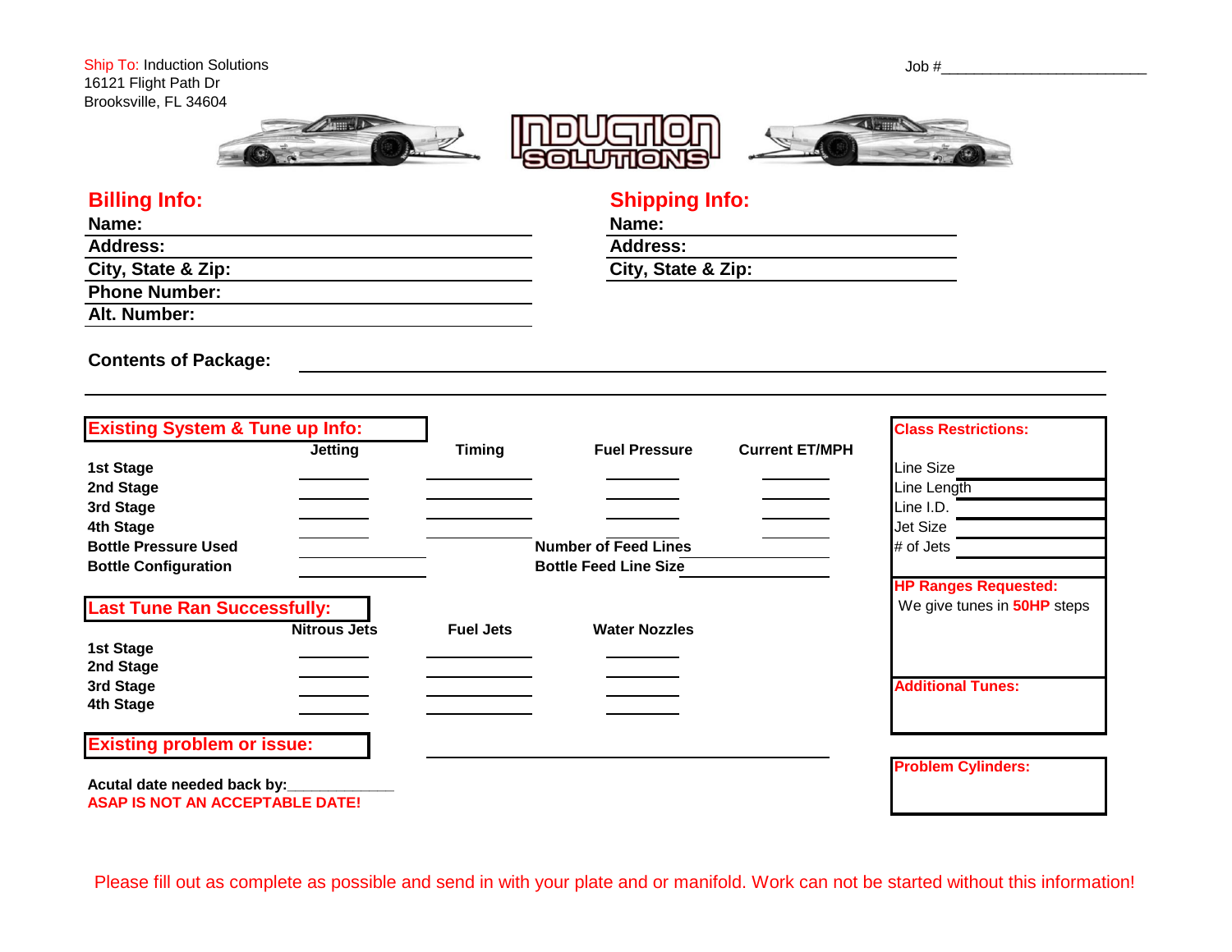Ship To: Induction Solutions
16121 Flight Path Dr
Brooksville, FL 34604

Job #__________________________

# INDUCTION SOLUTIONS

## Billing Info:

**Name:**
**Address:**
**City, State & Zip:**
**Phone Number:**
**Alt. Number:**

## Shipping Info:

**Name:**
**Address:**
**City, State & Zip:**

**Contents of Package:**

## Existing System & Tune up Info:

| | Jetting | Timing | Fuel Pressure | Current ET/MPH |
|---|---|---|---|---|
| **1st Stage** | | | | |
| **2nd Stage** | | | | |
| **3rd Stage** | | | | |
| **4th Stage** | | | | |

**Bottle Pressure Used** ______ **Number of Feed Lines** ______
**Bottle Configuration** ______ **Bottle Feed Line Size** ______

## Last Tune Ran Successfully:

| | Nitrous Jets | Fuel Jets | Water Nozzles |
|---|---|---|---|
| **1st Stage** | | | |
| **2nd Stage** | | | |
| **3rd Stage** | | | |
| **4th Stage** | | | |

## Existing problem or issue:

**Acutal date needed back by:**______________
**ASAP IS NOT AN ACCEPTABLE DATE!**

## Class Restrictions:

Line Size
Line Length
Line I.D.
Jet Size
# of Jets

## HP Ranges Requested:

We give tunes in **50HP** steps

## Additional Tunes:

## Problem Cylinders:

Please fill out as complete as possible and send in with your plate and or manifold. Work can not be started without this information!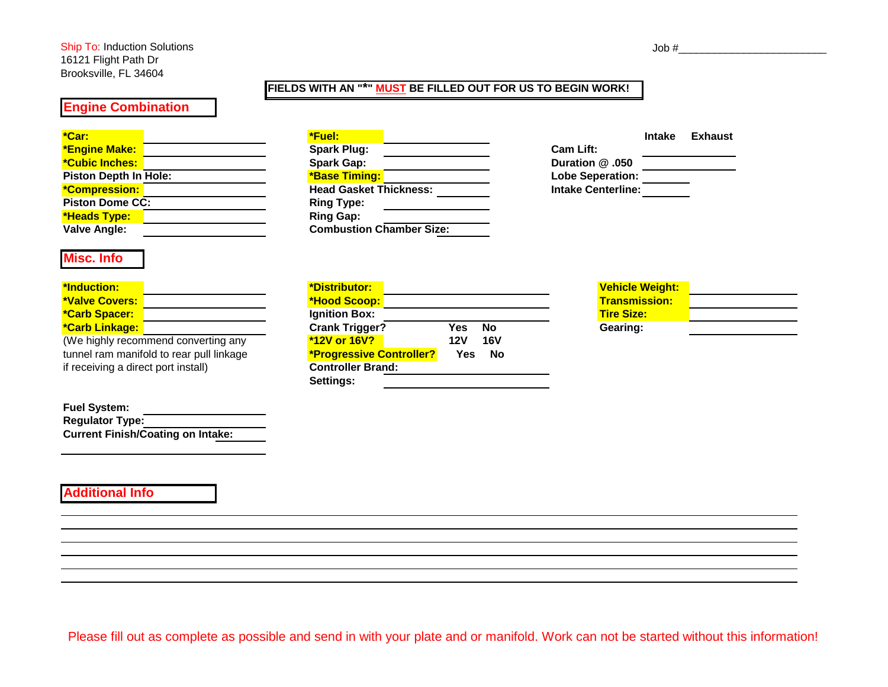Ship To: Induction Solutions
16121 Flight Path Dr
Brooksville, FL 34604

Job #_________________________

**FIELDS WITH AN "*" MUST BE FILLED OUT FOR US TO BEGIN WORK!**

## Engine Combination

**\*Car:** ______________
**\*Engine Make:** ______________
**\*Cubic Inches:** ______________
**Piston Depth In Hole:** ______________
**\*Compression:** ______________
**Piston Dome CC:** ______________
**\*Heads Type:** ______________
**Valve Angle:** ______________

**\*Fuel:** ______________
**Spark Plug:** ______________
**Spark Gap:** ______________
**\*Base Timing:** ______________
**Head Gasket Thickness:** ______________
**Ring Type:** ______________
**Ring Gap:** ______________
**Combustion Chamber Size:** ______________

| | Intake | Exhaust |
|---|---|---|
| **Cam Lift:** | | |
| **Duration @ .050** | | |
| **Lobe Seperation:** | | |
| **Intake Centerline:** | | |

## Misc. Info

**\*Induction:** ______________
**\*Valve Covers:** ______________
**\*Carb Spacer:** ______________
**\*Carb Linkage:** ______________
(We highly recommend converting any tunnel ram manifold to rear pull linkage if receiving a direct port install)

**\*Distributor:** ______________
**\*Hood Scoop:** ______________
**Ignition Box:** ______________
**Crank Trigger?** Yes No
**\*12V or 16V?** 12V 16V
**\*Progressive Controller?** Yes No
**Controller Brand:** ______________
**Settings:** ______________

**Vehicle Weight:** ______________
**Transmission:** ______________
**Tire Size:** ______________
**Gearing:** ______________

**Fuel System:** ______________
**Regulator Type:** ______________
**Current Finish/Coating on Intake:** ______________

## Additional Info

Please fill out as complete as possible and send in with your plate and or manifold. Work can not be started without this information!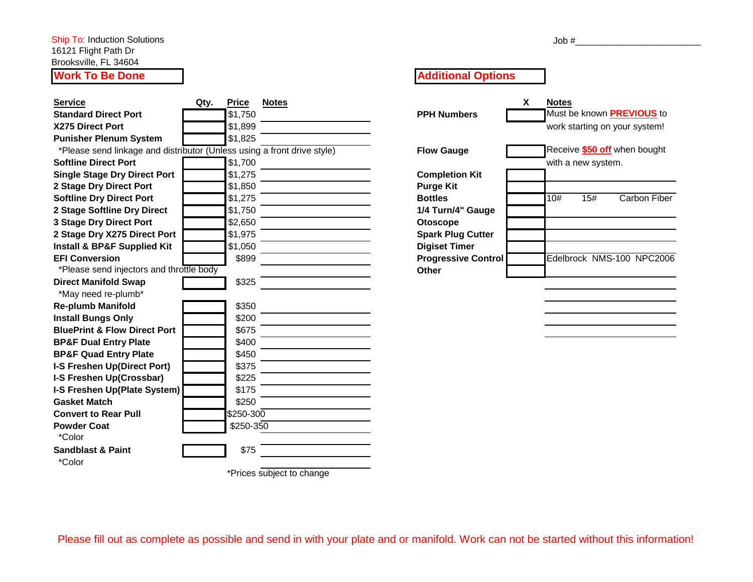Ship To: Induction Solutions
16121 Flight Path Dr
Brooksville, FL 34604

Job #________________________

## Work To Be Done

| Service | Qty. | Price | Notes |
|---|---|---|---|
| **Standard Direct Port** | | $1,750 | |
| **X275 Direct Port** | | $1,899 | |
| **Punisher Plenum System** | | $1,825 | |
| *Please send linkage and distributor (Unless using a front drive style) | | | |
| **Softline Direct Port** | | $1,700 | |
| **Single Stage Dry Direct Port** | | $1,275 | |
| **2 Stage Dry Direct Port** | | $1,850 | |
| **Softline Dry Direct Port** | | $1,275 | |
| **2 Stage Softline Dry Direct** | | $1,750 | |
| **3 Stage Dry Direct Port** | | $2,650 | |
| **2 Stage Dry X275 Direct Port** | | $1,975 | |
| **Install & BP&F Supplied Kit** | | $1,050 | |
| **EFI Conversion** | | $899 | |
| *Please send injectors and throttle body | | | |
| **Direct Manifold Swap** | | $325 | |
| *May need re-plumb* | | | |
| **Re-plumb Manifold** | | $350 | |
| **Install Bungs Only** | | $200 | |
| **BluePrint & Flow Direct Port** | | $675 | |
| **BP&F Dual Entry Plate** | | $400 | |
| **BP&F Quad Entry Plate** | | $450 | |
| **I-S Freshen Up(Direct Port)** | | $375 | |
| **I-S Freshen Up(Crossbar)** | | $225 | |
| **I-S Freshen Up(Plate System)** | | $175 | |
| **Gasket Match** | | $250 | |
| **Convert to Rear Pull** | | $250-300 | |
| **Powder Coat** | | $250-350 | |
| *Color | | | |
| **Sandblast & Paint** | | $75 | |
| *Color | | | |

*Prices subject to change

## Additional Options

| | X | Notes |
|---|---|---|
| **PPH Numbers** | | Must be known **PREVIOUS** to work starting on your system! |
| **Flow Gauge** | | Receive **$50 off** when bought with a new system. |
| **Completion Kit** | | |
| **Purge Kit** | | |
| **Bottles** | | 10# 15# Carbon Fiber |
| **1/4 Turn/4" Gauge** | | |
| **Otoscope** | | |
| **Spark Plug Cutter** | | |
| **Digiset Timer** | | |
| **Progressive Control** | | Edelbrock NMS-100 NPC2006 |
| **Other** | | |

Please fill out as complete as possible and send in with your plate and or manifold. Work can not be started without this information!